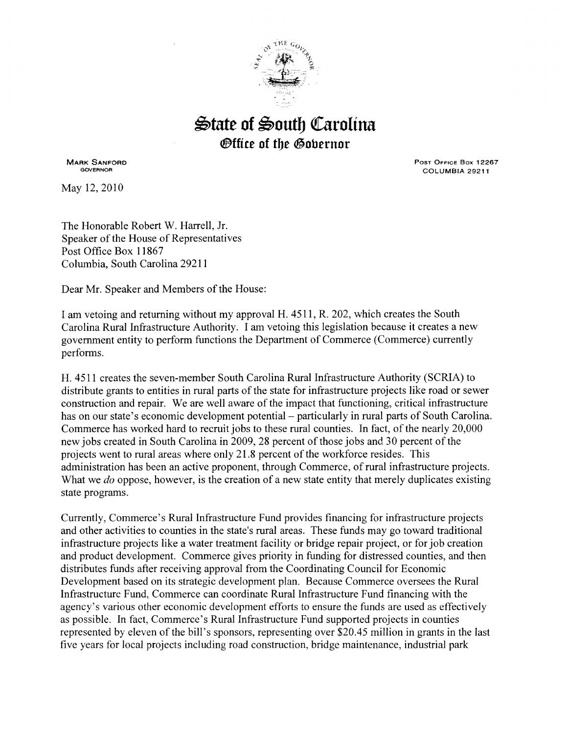# State of South Carolina

## Office of the Governor

MARK SANFORD
GOVERNOR

POST OFFICE BOX 12267
COLUMBIA 29211

May 12, 2010

The Honorable Robert W. Harrell, Jr.
Speaker of the House of Representatives
Post Office Box 11867
Columbia, South Carolina 29211

Dear Mr. Speaker and Members of the House:

I am vetoing and returning without my approval H. 4511, R. 202, which creates the South Carolina Rural Infrastructure Authority. I am vetoing this legislation because it creates a new government entity to perform functions the Department of Commerce (Commerce) currently performs.

H. 4511 creates the seven-member South Carolina Rural Infrastructure Authority (SCRIA) to distribute grants to entities in rural parts of the state for infrastructure projects like road or sewer construction and repair. We are well aware of the impact that functioning, critical infrastructure has on our state's economic development potential – particularly in rural parts of South Carolina. Commerce has worked hard to recruit jobs to these rural counties. In fact, of the nearly 20,000 new jobs created in South Carolina in 2009, 28 percent of those jobs and 30 percent of the projects went to rural areas where only 21.8 percent of the workforce resides. This administration has been an active proponent, through Commerce, of rural infrastructure projects. What we *do* oppose, however, is the creation of a new state entity that merely duplicates existing state programs.

Currently, Commerce's Rural Infrastructure Fund provides financing for infrastructure projects and other activities to counties in the state's rural areas. These funds may go toward traditional infrastructure projects like a water treatment facility or bridge repair project, or for job creation and product development. Commerce gives priority in funding for distressed counties, and then distributes funds after receiving approval from the Coordinating Council for Economic Development based on its strategic development plan. Because Commerce oversees the Rural Infrastructure Fund, Commerce can coordinate Rural Infrastructure Fund financing with the agency's various other economic development efforts to ensure the funds are used as effectively as possible. In fact, Commerce's Rural Infrastructure Fund supported projects in counties represented by eleven of the bill's sponsors, representing over $20.45 million in grants in the last five years for local projects including road construction, bridge maintenance, industrial park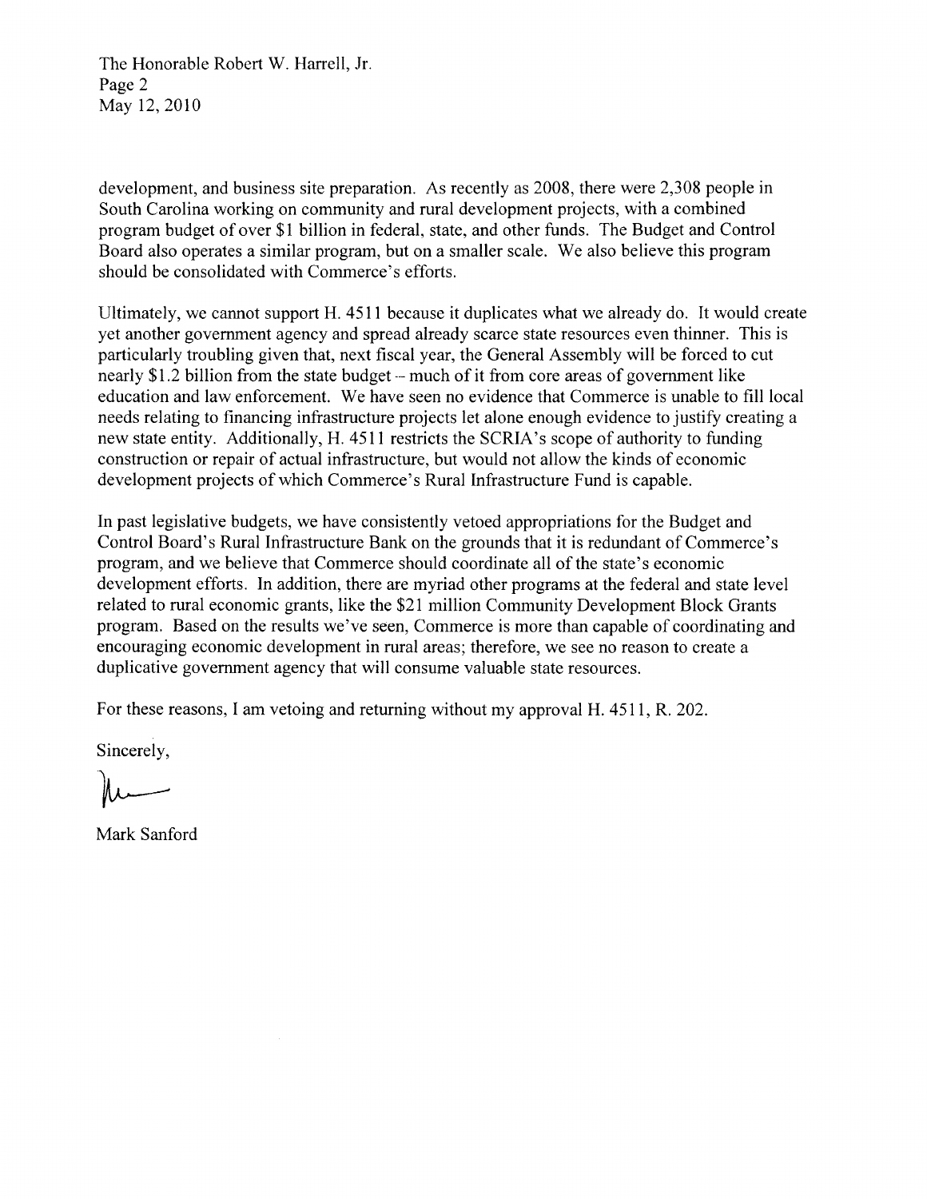development, and business site preparation. As recently as 2008, there were 2,308 people in South Carolina working on community and rural development projects, with a combined program budget of over $1 billion in federal, state, and other funds. The Budget and Control Board also operates a similar program, but on a smaller scale. We also believe this program should be consolidated with Commerce's efforts.

Ultimately, we cannot support H. 4511 because it duplicates what we already do. It would create yet another government agency and spread already scarce state resources even thinner. This is particularly troubling given that, next fiscal year, the General Assembly will be forced to cut nearly $1.2 billion from the state budget – much of it from core areas of government like education and law enforcement. We have seen no evidence that Commerce is unable to fill local needs relating to financing infrastructure projects let alone enough evidence to justify creating a new state entity. Additionally, H. 4511 restricts the SCRIA's scope of authority to funding construction or repair of actual infrastructure, but would not allow the kinds of economic development projects of which Commerce's Rural Infrastructure Fund is capable.

In past legislative budgets, we have consistently vetoed appropriations for the Budget and Control Board's Rural Infrastructure Bank on the grounds that it is redundant of Commerce's program, and we believe that Commerce should coordinate all of the state's economic development efforts. In addition, there are myriad other programs at the federal and state level related to rural economic grants, like the $21 million Community Development Block Grants program. Based on the results we've seen, Commerce is more than capable of coordinating and encouraging economic development in rural areas; therefore, we see no reason to create a duplicative government agency that will consume valuable state resources.

For these reasons, I am vetoing and returning without my approval H. 4511, R. 202.

Sincerely,

Mark Sanford